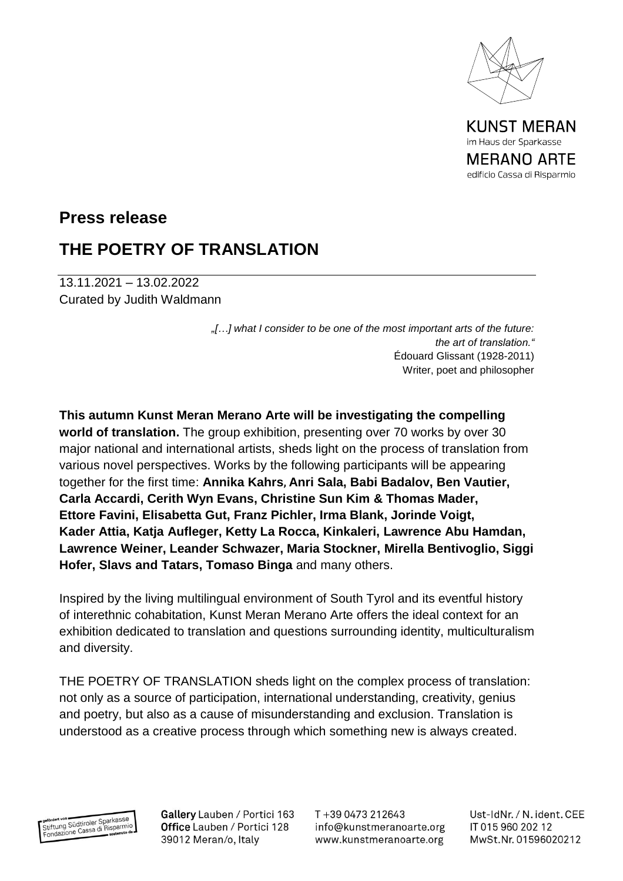KUNST MERAN
im Haus der Sparkasse
MERANO ARTE
edificio Cassa di Risparmio

# Press release

## THE POETRY OF TRANSLATION

13.11.2021 – 13.02.2022
Curated by Judith Waldmann

*„[…] what I consider to be one of the most important arts of the future: the art of translation."*
Édouard Glissant (1928-2011)
Writer, poet and philosopher

**This autumn Kunst Meran Merano Arte will be investigating the compelling world of translation.** The group exhibition, presenting over 70 works by over 30 major national and international artists, sheds light on the process of translation from various novel perspectives. Works by the following participants will be appearing together for the first time: **Annika Kahrs, Anri Sala, Babi Badalov, Ben Vautier, Carla Accardi, Cerith Wyn Evans, Christine Sun Kim & Thomas Mader, Ettore Favini, Elisabetta Gut, Franz Pichler, Irma Blank, Jorinde Voigt, Kader Attia, Katja Aufleger, Ketty La Rocca, Kinkaleri, Lawrence Abu Hamdan, Lawrence Weiner, Leander Schwazer, Maria Stockner, Mirella Bentivoglio, Siggi Hofer, Slavs and Tatars, Tomaso Binga** and many others.

Inspired by the living multilingual environment of South Tyrol and its eventful history of interethnic cohabitation, Kunst Meran Merano Arte offers the ideal context for an exhibition dedicated to translation and questions surrounding identity, multiculturalism and diversity.

THE POETRY OF TRANSLATION sheds light on the complex process of translation: not only as a source of participation, international understanding, creativity, genius and poetry, but also as a cause of misunderstanding and exclusion. Translation is understood as a creative process through which something new is always created.

gefördert von Stiftung Südtiroler Sparkasse Fondazione Cassa di Risparmio sostenuto da

**Gallery** Lauben / Portici 163
**Office** Lauben / Portici 128
39012 Meran/o, Italy

T +39 0473 212643
info@kunstmeranoarte.org
www.kunstmeranoarte.org

Ust-IdNr. / N. ident. CEE
IT 015 960 202 12
MwSt.Nr. 01596020212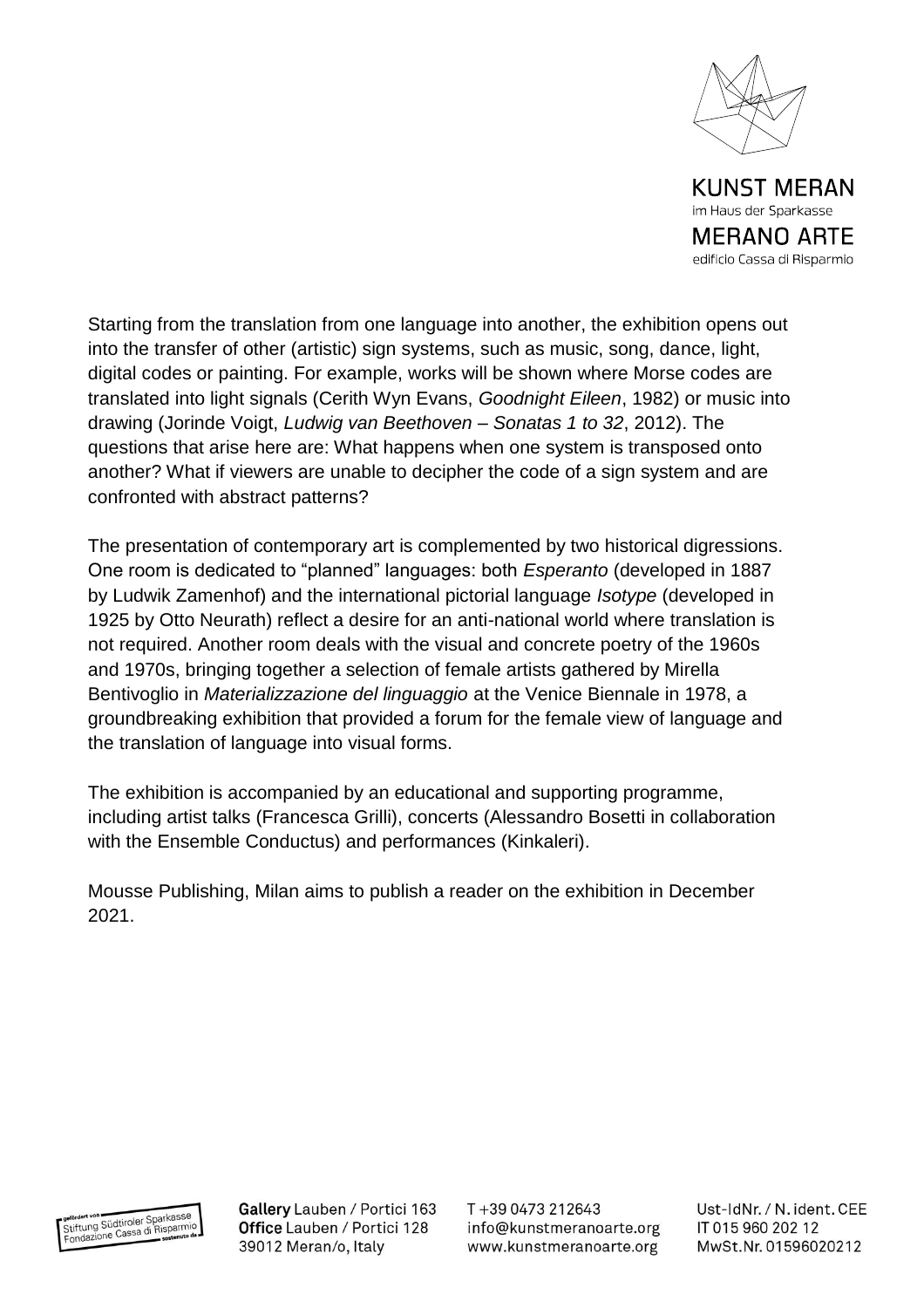Starting from the translation from one language into another, the exhibition opens out into the transfer of other (artistic) sign systems, such as music, song, dance, light, digital codes or painting. For example, works will be shown where Morse codes are translated into light signals (Cerith Wyn Evans, *Goodnight Eileen*, 1982) or music into drawing (Jorinde Voigt, *Ludwig van Beethoven – Sonatas 1 to 32*, 2012). The questions that arise here are: What happens when one system is transposed onto another? What if viewers are unable to decipher the code of a sign system and are confronted with abstract patterns?

The presentation of contemporary art is complemented by two historical digressions. One room is dedicated to "planned" languages: both *Esperanto* (developed in 1887 by Ludwik Zamenhof) and the international pictorial language *Isotype* (developed in 1925 by Otto Neurath) reflect a desire for an anti-national world where translation is not required. Another room deals with the visual and concrete poetry of the 1960s and 1970s, bringing together a selection of female artists gathered by Mirella Bentivoglio in *Materializzazione del linguaggio* at the Venice Biennale in 1978, a groundbreaking exhibition that provided a forum for the female view of language and the translation of language into visual forms.

The exhibition is accompanied by an educational and supporting programme, including artist talks (Francesca Grilli), concerts (Alessandro Bosetti in collaboration with the Ensemble Conductus) and performances (Kinkaleri).

Mousse Publishing, Milan aims to publish a reader on the exhibition in December 2021.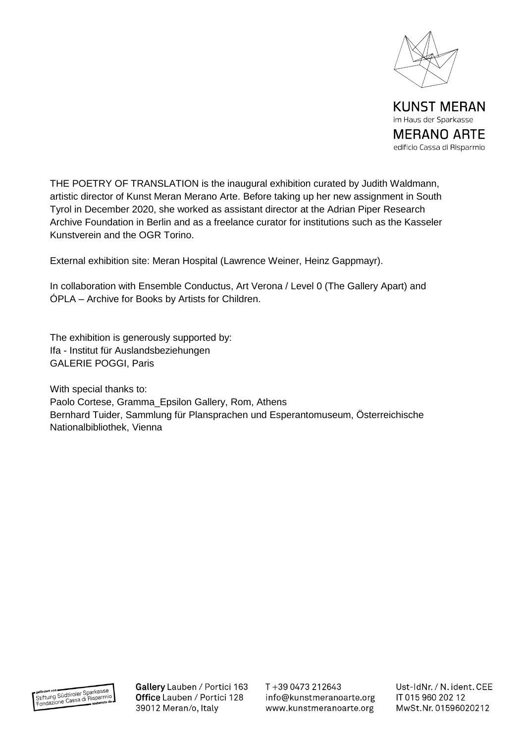THE POETRY OF TRANSLATION is the inaugural exhibition curated by Judith Waldmann, artistic director of Kunst Meran Merano Arte. Before taking up her new assignment in South Tyrol in December 2020, she worked as assistant director at the Adrian Piper Research Archive Foundation in Berlin and as a freelance curator for institutions such as the Kasseler Kunstverein and the OGR Torino.

External exhibition site: Meran Hospital (Lawrence Weiner, Heinz Gappmayr).

In collaboration with Ensemble Conductus, Art Verona / Level 0 (The Gallery Apart) and ÓPLA – Archive for Books by Artists for Children.

The exhibition is generously supported by:
Ifa - Institut für Auslandsbeziehungen
GALERIE POGGI, Paris

With special thanks to:
Paolo Cortese, Gramma_Epsilon Gallery, Rom, Athens
Bernhard Tuider, Sammlung für Plansprachen und Esperantomuseum, Österreichische Nationalbibliothek, Vienna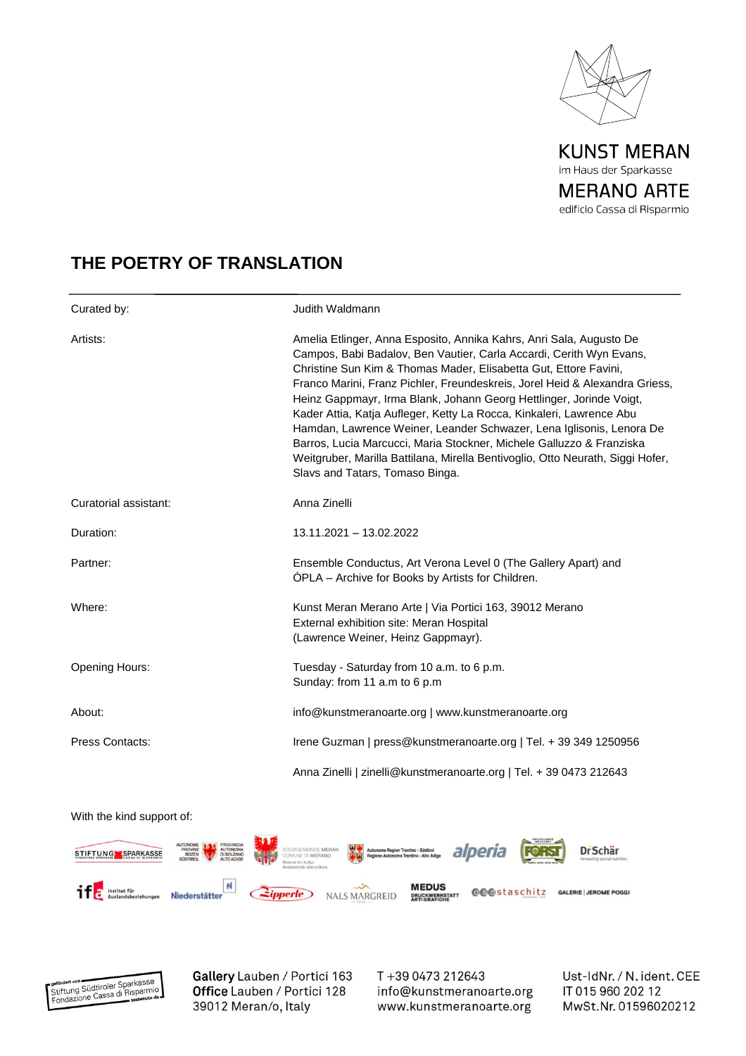KUNST MERAN
im Haus der Sparkasse
MERANO ARTE
edificio Cassa di Risparmio

## THE POETRY OF TRANSLATION

| | |
|---|---|
| Curated by: | Judith Waldmann |
| Artists: | Amelia Etlinger, Anna Esposito, Annika Kahrs, Anri Sala, Augusto De Campos, Babi Badalov, Ben Vautier, Carla Accardi, Cerith Wyn Evans, Christine Sun Kim & Thomas Mader, Elisabetta Gut, Ettore Favini, Franco Marini, Franz Pichler, Freundeskreis, Jorel Heid & Alexandra Griess, Heinz Gappmayr, Irma Blank, Johann Georg Hettlinger, Jorinde Voigt, Kader Attia, Katja Aufleger, Ketty La Rocca, Kinkaleri, Lawrence Abu Hamdan, Lawrence Weiner, Leander Schwazer, Lena Iglisonis, Lenora De Barros, Lucia Marcucci, Maria Stockner, Michele Galluzzo & Franziska Weitgruber, Marilla Battilana, Mirella Bentivoglio, Otto Neurath, Siggi Hofer, Slavs and Tatars, Tomaso Binga. |
| Curatorial assistant: | Anna Zinelli |
| Duration: | 13.11.2021 – 13.02.2022 |
| Partner: | Ensemble Conductus, Art Verona Level 0 (The Gallery Apart) and ÓPLA – Archive for Books by Artists for Children. |
| Where: | Kunst Meran Merano Arte \| Via Portici 163, 39012 Merano<br>External exhibition site: Meran Hospital<br>(Lawrence Weiner, Heinz Gappmayr). |
| Opening Hours: | Tuesday - Saturday from 10 a.m. to 6 p.m.<br>Sunday: from 11 a.m to 6 p.m |
| About: | info@kunstmeranoarte.org \| www.kunstmeranoarte.org |
| Press Contacts: | Irene Guzman \| press@kunstmeranoarte.org \| Tel. + 39 349 1250956<br><br>Anna Zinelli \| zinelli@kunstmeranoarte.org \| Tel. + 39 0473 212643 |

With the kind support of:

gefördert von Stiftung Südtiroler Sparkasse Fondazione Cassa di Risparmio sostenuto da

**Gallery** Lauben / Portici 163
**Office** Lauben / Portici 128
39012 Meran/o, Italy

T +39 0473 212643
info@kunstmeranoarte.org
www.kunstmeranoarte.org

Ust-IdNr. / N. ident. CEE
IT 015 960 202 12
MwSt.Nr. 01596020212